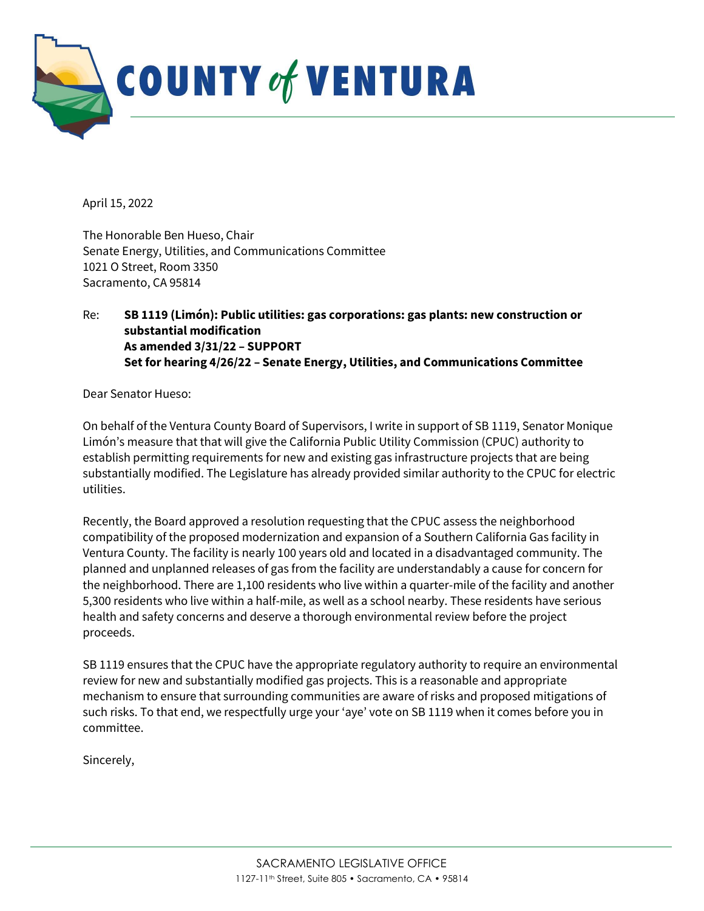# COUNTY of VENTURA

April 15, 2022

The Honorable Ben Hueso, Chair
Senate Energy, Utilities, and Communications Committee
1021 O Street, Room 3350
Sacramento, CA 95814

Re: **SB 1119 (Limón): Public utilities: gas corporations: gas plants: new construction or substantial modification**
**As amended 3/31/22 – SUPPORT**
**Set for hearing 4/26/22 – Senate Energy, Utilities, and Communications Committee**

Dear Senator Hueso:

On behalf of the Ventura County Board of Supervisors, I write in support of SB 1119, Senator Monique Limón's measure that that will give the California Public Utility Commission (CPUC) authority to establish permitting requirements for new and existing gas infrastructure projects that are being substantially modified. The Legislature has already provided similar authority to the CPUC for electric utilities.

Recently, the Board approved a resolution requesting that the CPUC assess the neighborhood compatibility of the proposed modernization and expansion of a Southern California Gas facility in Ventura County. The facility is nearly 100 years old and located in a disadvantaged community. The planned and unplanned releases of gas from the facility are understandably a cause for concern for the neighborhood. There are 1,100 residents who live within a quarter-mile of the facility and another 5,300 residents who live within a half-mile, as well as a school nearby. These residents have serious health and safety concerns and deserve a thorough environmental review before the project proceeds.

SB 1119 ensures that the CPUC have the appropriate regulatory authority to require an environmental review for new and substantially modified gas projects. This is a reasonable and appropriate mechanism to ensure that surrounding communities are aware of risks and proposed mitigations of such risks. To that end, we respectfully urge your 'aye' vote on SB 1119 when it comes before you in committee.

Sincerely,

SACRAMENTO LEGISLATIVE OFFICE
1127-11th Street, Suite 805 • Sacramento, CA • 95814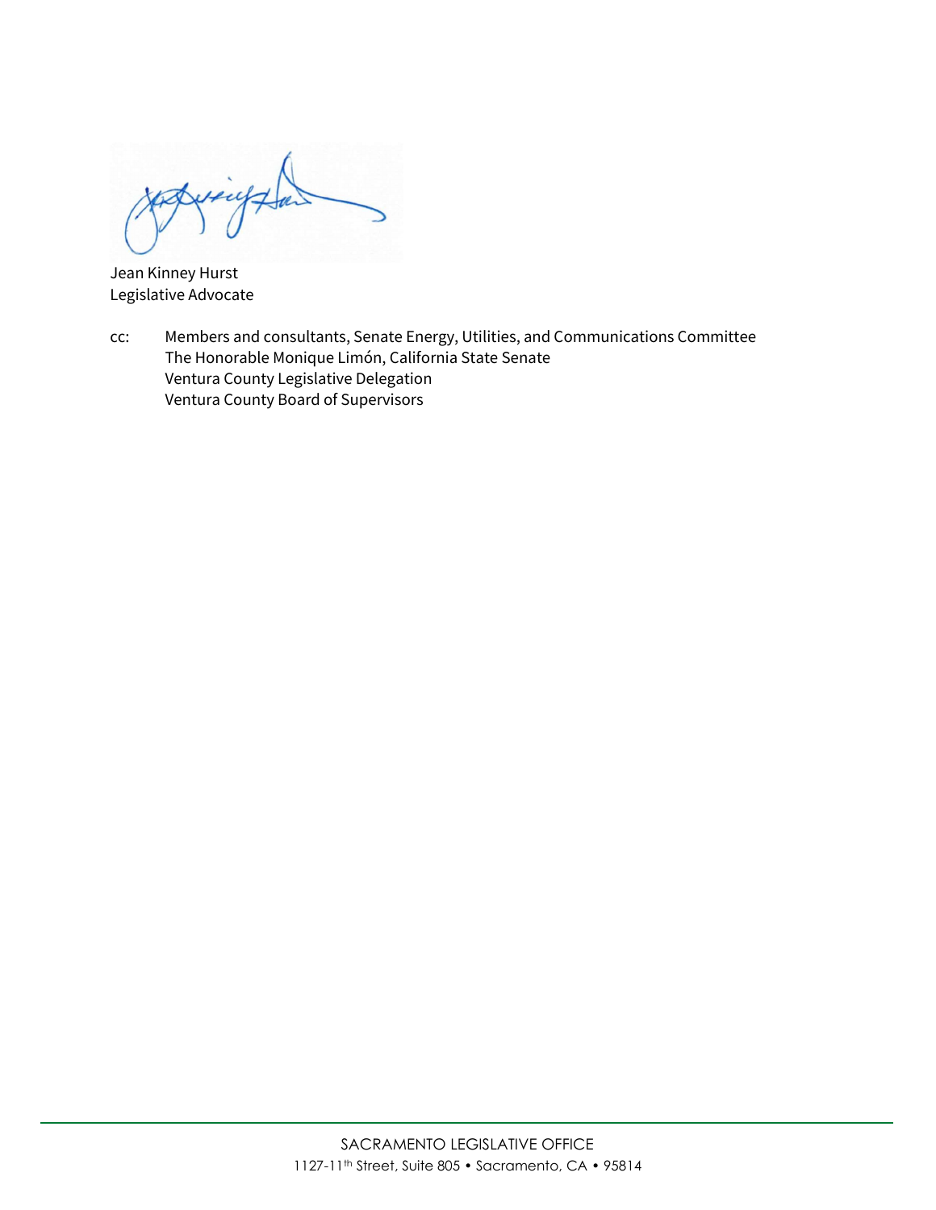Jean Kinney Hurst
Legislative Advocate

cc: Members and consultants, Senate Energy, Utilities, and Communications Committee
The Honorable Monique Limón, California State Senate
Ventura County Legislative Delegation
Ventura County Board of Supervisors

SACRAMENTO LEGISLATIVE OFFICE
1127-11th Street, Suite 805 • Sacramento, CA • 95814